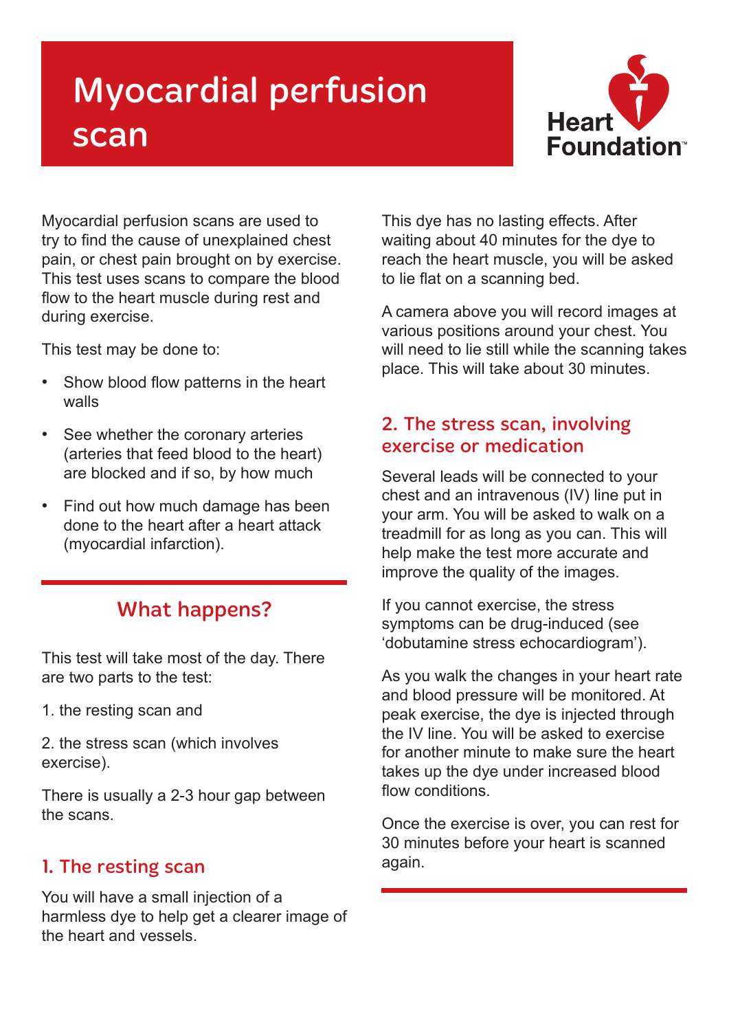# Myocardial perfusion scan

Heart Foundation

Myocardial perfusion scans are used to try to find the cause of unexplained chest pain, or chest pain brought on by exercise. This test uses scans to compare the blood flow to the heart muscle during rest and during exercise.

This test may be done to:

- Show blood flow patterns in the heart walls
- See whether the coronary arteries (arteries that feed blood to the heart) are blocked and if so, by how much
- Find out how much damage has been done to the heart after a heart attack (myocardial infarction).

## What happens?

This test will take most of the day. There are two parts to the test:

1. the resting scan and

2. the stress scan (which involves exercise).

There is usually a 2-3 hour gap between the scans.

### 1. The resting scan

You will have a small injection of a harmless dye to help get a clearer image of the heart and vessels.

This dye has no lasting effects. After waiting about 40 minutes for the dye to reach the heart muscle, you will be asked to lie flat on a scanning bed.

A camera above you will record images at various positions around your chest. You will need to lie still while the scanning takes place. This will take about 30 minutes.

### 2. The stress scan, involving exercise or medication

Several leads will be connected to your chest and an intravenous (IV) line put in your arm. You will be asked to walk on a treadmill for as long as you can. This will help make the test more accurate and improve the quality of the images.

If you cannot exercise, the stress symptoms can be drug-induced (see 'dobutamine stress echocardiogram').

As you walk the changes in your heart rate and blood pressure will be monitored. At peak exercise, the dye is injected through the IV line. You will be asked to exercise for another minute to make sure the heart takes up the dye under increased blood flow conditions.

Once the exercise is over, you can rest for 30 minutes before your heart is scanned again.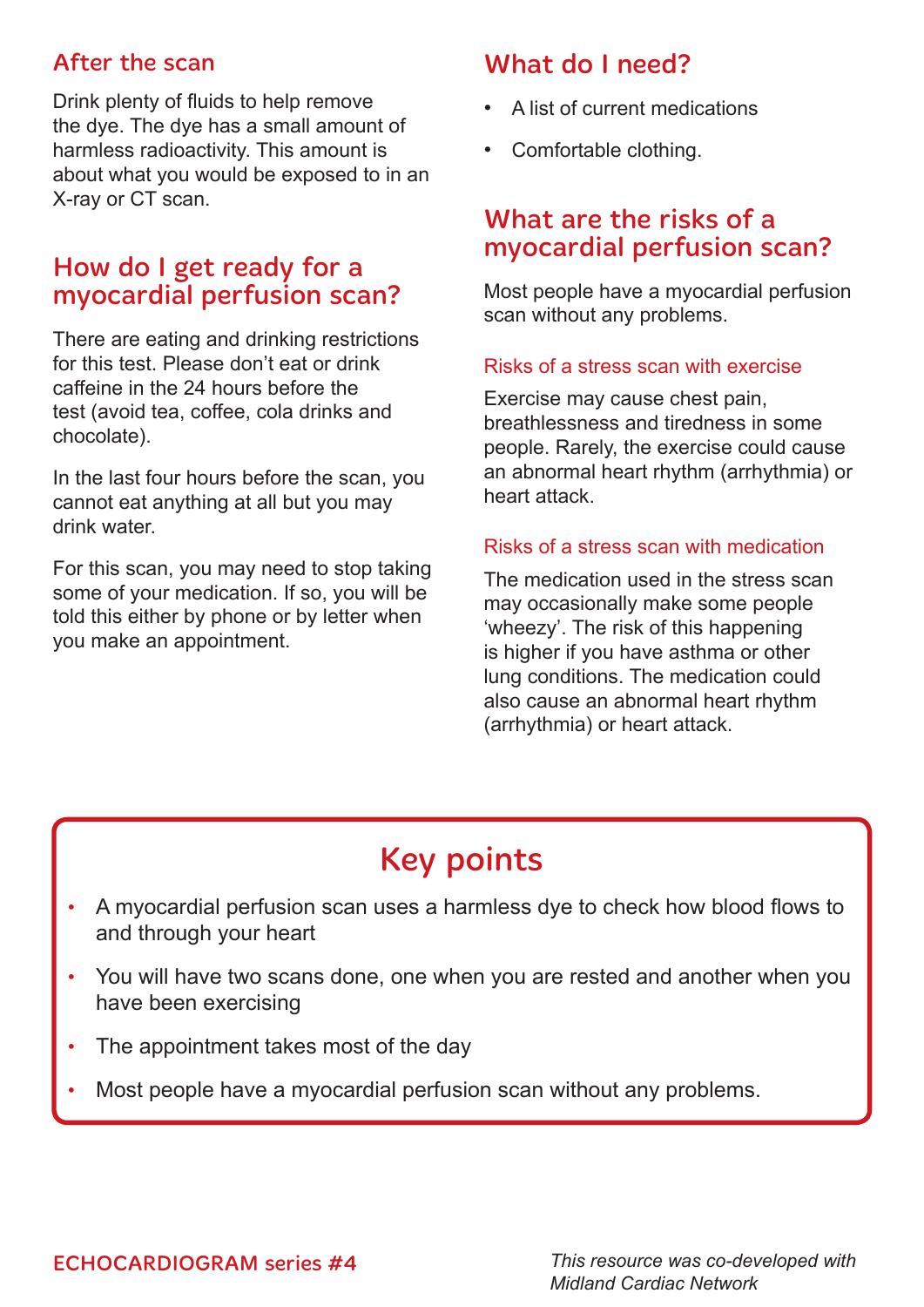## After the scan

Drink plenty of fluids to help remove the dye. The dye has a small amount of harmless radioactivity. This amount is about what you would be exposed to in an X-ray or CT scan.

## How do I get ready for a myocardial perfusion scan?

There are eating and drinking restrictions for this test. Please don't eat or drink caffeine in the 24 hours before the test (avoid tea, coffee, cola drinks and chocolate).

In the last four hours before the scan, you cannot eat anything at all but you may drink water.

For this scan, you may need to stop taking some of your medication. If so, you will be told this either by phone or by letter when you make an appointment.

## What do I need?

- A list of current medications
- Comfortable clothing.

## What are the risks of a myocardial perfusion scan?

Most people have a myocardial perfusion scan without any problems.

### Risks of a stress scan with exercise

Exercise may cause chest pain, breathlessness and tiredness in some people. Rarely, the exercise could cause an abnormal heart rhythm (arrhythmia) or heart attack.

### Risks of a stress scan with medication

The medication used in the stress scan may occasionally make some people 'wheezy'. The risk of this happening is higher if you have asthma or other lung conditions. The medication could also cause an abnormal heart rhythm (arrhythmia) or heart attack.

## Key points

- A myocardial perfusion scan uses a harmless dye to check how blood flows to and through your heart
- You will have two scans done, one when you are rested and another when you have been exercising
- The appointment takes most of the day
- Most people have a myocardial perfusion scan without any problems.

ECHOCARDIOGRAM series #4

*This resource was co-developed with Midland Cardiac Network*